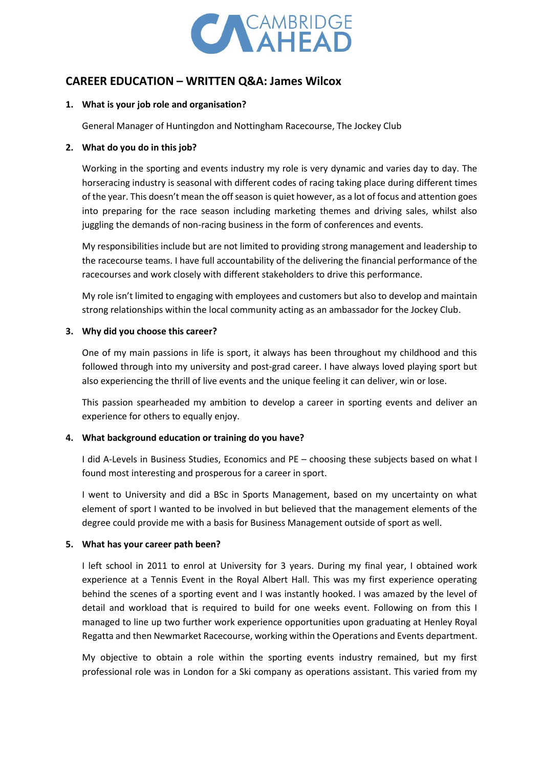# CAREER EDUCATION – WRITTEN Q&A: James Wilcox

**1. What is your job role and organisation?**

General Manager of Huntingdon and Nottingham Racecourse, The Jockey Club

**2. What do you do in this job?**

Working in the sporting and events industry my role is very dynamic and varies day to day. The horseracing industry is seasonal with different codes of racing taking place during different times of the year. This doesn't mean the off season is quiet however, as a lot of focus and attention goes into preparing for the race season including marketing themes and driving sales, whilst also juggling the demands of non-racing business in the form of conferences and events.

My responsibilities include but are not limited to providing strong management and leadership to the racecourse teams. I have full accountability of the delivering the financial performance of the racecourses and work closely with different stakeholders to drive this performance.

My role isn't limited to engaging with employees and customers but also to develop and maintain strong relationships within the local community acting as an ambassador for the Jockey Club.

**3. Why did you choose this career?**

One of my main passions in life is sport, it always has been throughout my childhood and this followed through into my university and post-grad career. I have always loved playing sport but also experiencing the thrill of live events and the unique feeling it can deliver, win or lose.

This passion spearheaded my ambition to develop a career in sporting events and deliver an experience for others to equally enjoy.

**4. What background education or training do you have?**

I did A-Levels in Business Studies, Economics and PE – choosing these subjects based on what I found most interesting and prosperous for a career in sport.

I went to University and did a BSc in Sports Management, based on my uncertainty on what element of sport I wanted to be involved in but believed that the management elements of the degree could provide me with a basis for Business Management outside of sport as well.

**5. What has your career path been?**

I left school in 2011 to enrol at University for 3 years. During my final year, I obtained work experience at a Tennis Event in the Royal Albert Hall. This was my first experience operating behind the scenes of a sporting event and I was instantly hooked. I was amazed by the level of detail and workload that is required to build for one weeks event. Following on from this I managed to line up two further work experience opportunities upon graduating at Henley Royal Regatta and then Newmarket Racecourse, working within the Operations and Events department.

My objective to obtain a role within the sporting events industry remained, but my first professional role was in London for a Ski company as operations assistant. This varied from my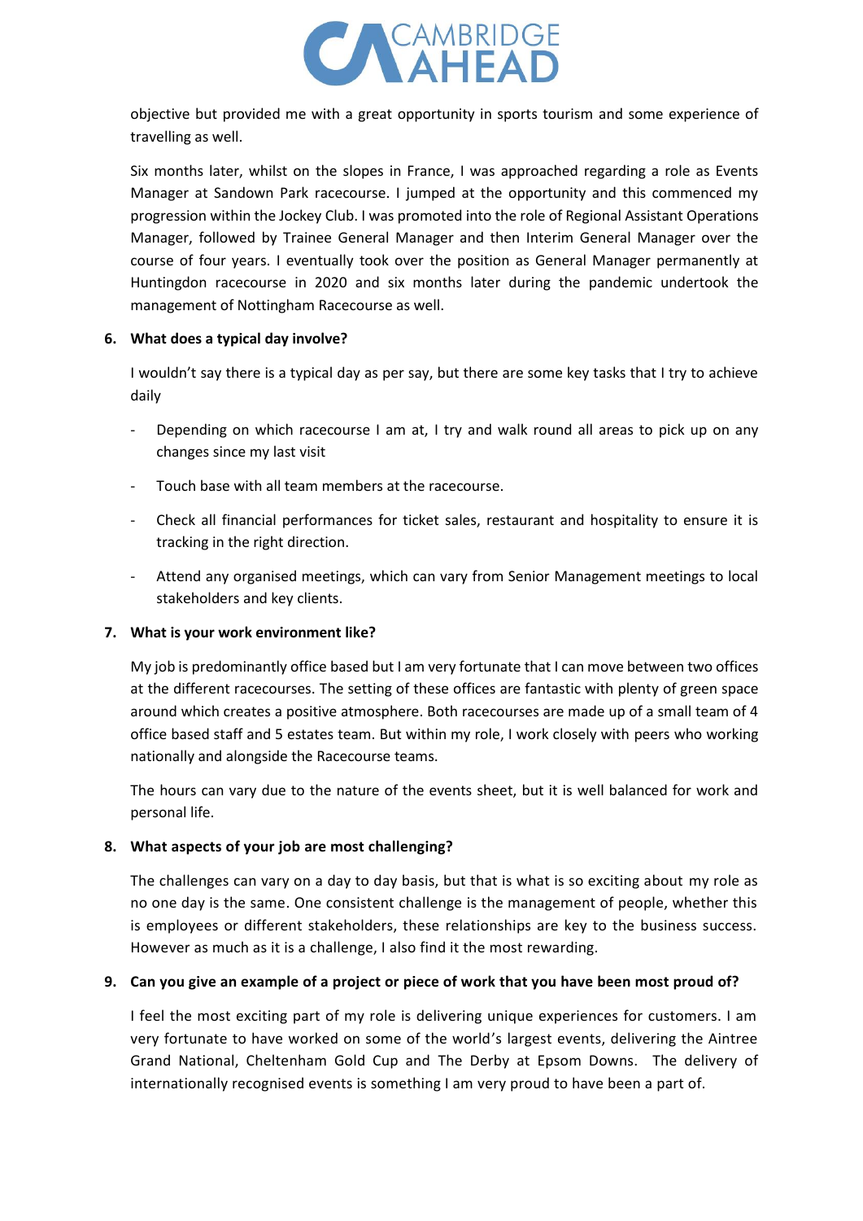objective but provided me with a great opportunity in sports tourism and some experience of travelling as well.

Six months later, whilst on the slopes in France, I was approached regarding a role as Events Manager at Sandown Park racecourse. I jumped at the opportunity and this commenced my progression within the Jockey Club. I was promoted into the role of Regional Assistant Operations Manager, followed by Trainee General Manager and then Interim General Manager over the course of four years. I eventually took over the position as General Manager permanently at Huntingdon racecourse in 2020 and six months later during the pandemic undertook the management of Nottingham Racecourse as well.

**6. What does a typical day involve?**

I wouldn't say there is a typical day as per say, but there are some key tasks that I try to achieve daily

- Depending on which racecourse I am at, I try and walk round all areas to pick up on any changes since my last visit
- Touch base with all team members at the racecourse.
- Check all financial performances for ticket sales, restaurant and hospitality to ensure it is tracking in the right direction.
- Attend any organised meetings, which can vary from Senior Management meetings to local stakeholders and key clients.

**7. What is your work environment like?**

My job is predominantly office based but I am very fortunate that I can move between two offices at the different racecourses. The setting of these offices are fantastic with plenty of green space around which creates a positive atmosphere. Both racecourses are made up of a small team of 4 office based staff and 5 estates team. But within my role, I work closely with peers who working nationally and alongside the Racecourse teams.

The hours can vary due to the nature of the events sheet, but it is well balanced for work and personal life.

**8. What aspects of your job are most challenging?**

The challenges can vary on a day to day basis, but that is what is so exciting about my role as no one day is the same. One consistent challenge is the management of people, whether this is employees or different stakeholders, these relationships are key to the business success. However as much as it is a challenge, I also find it the most rewarding.

**9. Can you give an example of a project or piece of work that you have been most proud of?**

I feel the most exciting part of my role is delivering unique experiences for customers. I am very fortunate to have worked on some of the world's largest events, delivering the Aintree Grand National, Cheltenham Gold Cup and The Derby at Epsom Downs. The delivery of internationally recognised events is something I am very proud to have been a part of.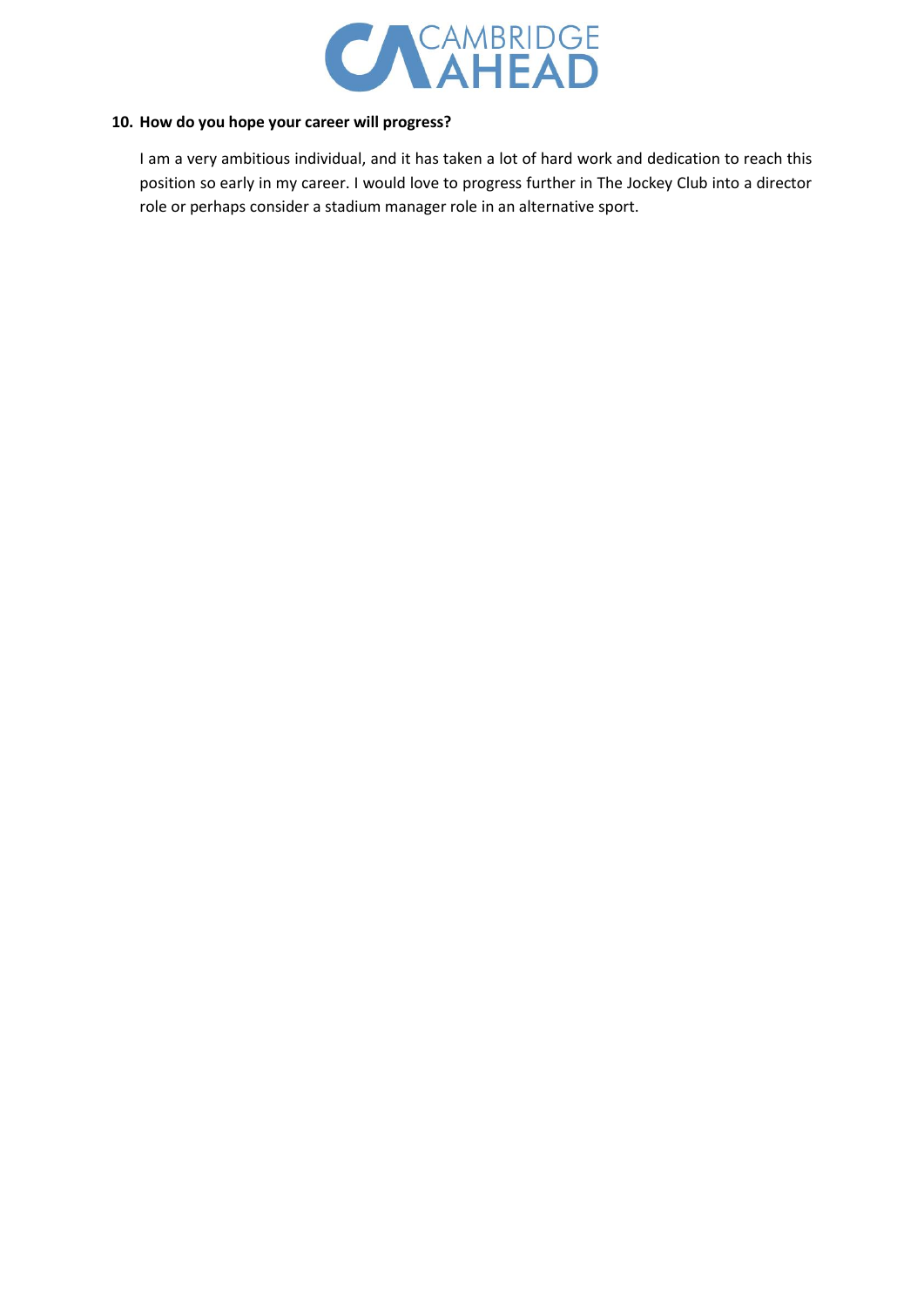**10. How do you hope your career will progress?**

I am a very ambitious individual, and it has taken a lot of hard work and dedication to reach this position so early in my career. I would love to progress further in The Jockey Club into a director role or perhaps consider a stadium manager role in an alternative sport.